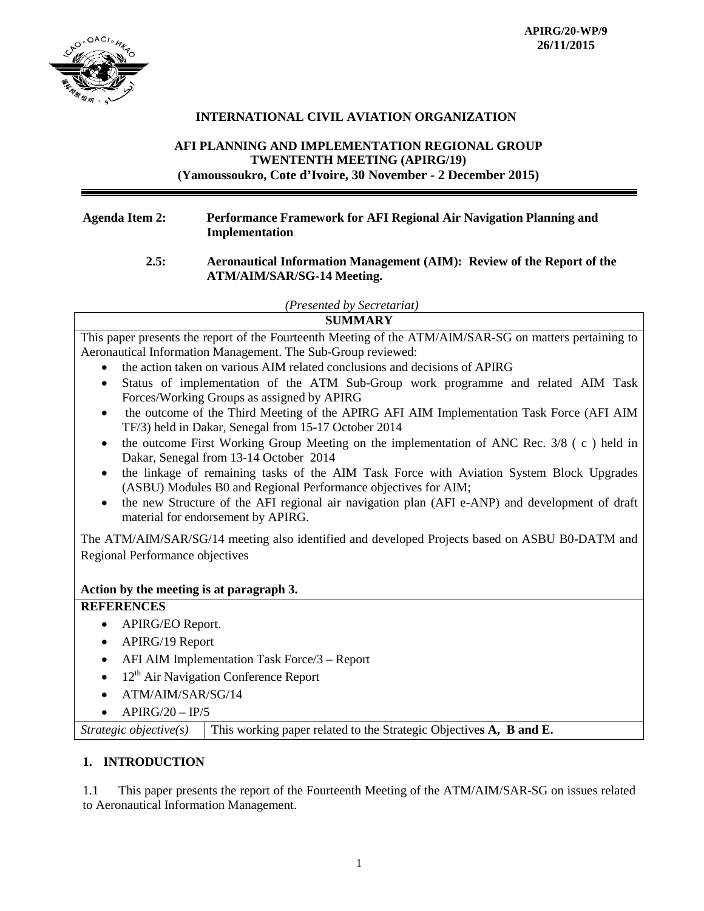**APIRG/20-WP/9**
**26/11/2015**

**INTERNATIONAL CIVIL AVIATION ORGANIZATION**

**AFI PLANNING AND IMPLEMENTATION REGIONAL GROUP**
**TWENTENTH MEETING (APIRG/19)**
**(Yamoussoukro, Cote d'Ivoire, 30 November - 2 December 2015)**

**Agenda Item 2: Performance Framework for AFI Regional Air Navigation Planning and Implementation**

**2.5: Aeronautical Information Management (AIM): Review of the Report of the ATM/AIM/SAR/SG-14 Meeting.**

*(Presented by Secretariat)*

**SUMMARY**

This paper presents the report of the Fourteenth Meeting of the ATM/AIM/SAR-SG on matters pertaining to Aeronautical Information Management. The Sub-Group reviewed:

- the action taken on various AIM related conclusions and decisions of APIRG
- Status of implementation of the ATM Sub-Group work programme and related AIM Task Forces/Working Groups as assigned by APIRG
- the outcome of the Third Meeting of the APIRG AFI AIM Implementation Task Force (AFI AIM TF/3) held in Dakar, Senegal from 15-17 October 2014
- the outcome First Working Group Meeting on the implementation of ANC Rec. 3/8 ( c ) held in Dakar, Senegal from 13-14 October 2014
- the linkage of remaining tasks of the AIM Task Force with Aviation System Block Upgrades (ASBU) Modules B0 and Regional Performance objectives for AIM;
- the new Structure of the AFI regional air navigation plan (AFI e-ANP) and development of draft material for endorsement by APIRG.

The ATM/AIM/SAR/SG/14 meeting also identified and developed Projects based on ASBU B0-DATM and Regional Performance objectives

**Action by the meeting is at paragraph 3.**

**REFERENCES**

- APIRG/EO Report.
- APIRG/19 Report
- AFI AIM Implementation Task Force/3 – Report
- 12th Air Navigation Conference Report
- ATM/AIM/SAR/SG/14
- APIRG/20 – IP/5

| *Strategic objective(s)* | This working paper related to the Strategic Objectives **A, B and E.** |
|---|---|

## 1. INTRODUCTION

1.1 This paper presents the report of the Fourteenth Meeting of the ATM/AIM/SAR-SG on issues related to Aeronautical Information Management.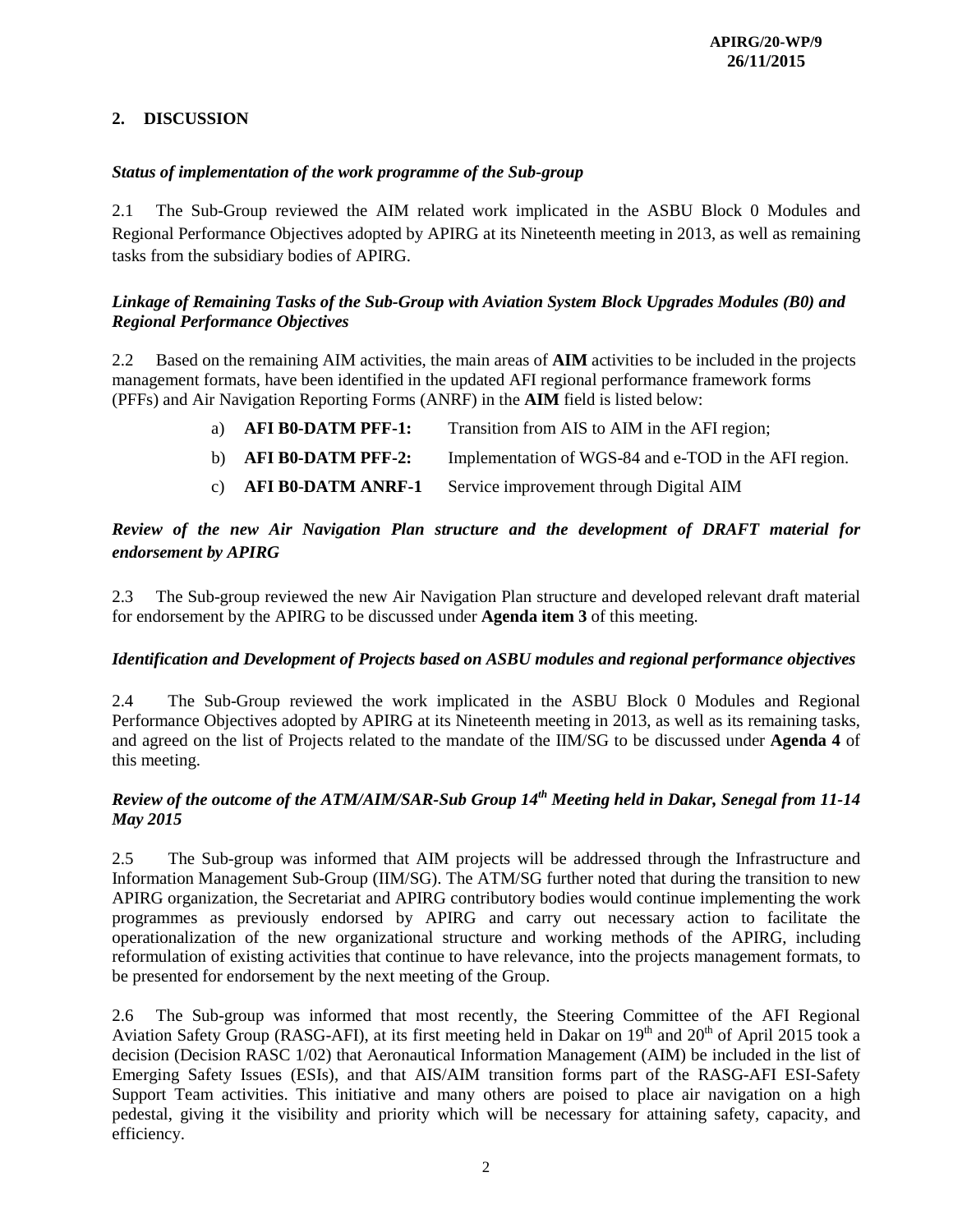## 2. DISCUSSION

***Status of implementation of the work programme of the Sub-group***

2.1 The Sub-Group reviewed the AIM related work implicated in the ASBU Block 0 Modules and Regional Performance Objectives adopted by APIRG at its Nineteenth meeting in 2013, as well as remaining tasks from the subsidiary bodies of APIRG.

***Linkage of Remaining Tasks of the Sub-Group with Aviation System Block Upgrades Modules (B0) and Regional Performance Objectives***

2.2 Based on the remaining AIM activities, the main areas of **AIM** activities to be included in the projects management formats, have been identified in the updated AFI regional performance framework forms (PFFs) and Air Navigation Reporting Forms (ANRF) in the **AIM** field is listed below:

a) **AFI B0-DATM PFF-1:** Transition from AIS to AIM in the AFI region;

b) **AFI B0-DATM PFF-2:** Implementation of WGS-84 and e-TOD in the AFI region.

c) **AFI B0-DATM ANRF-1** Service improvement through Digital AIM

***Review of the new Air Navigation Plan structure and the development of DRAFT material for endorsement by APIRG***

2.3 The Sub-group reviewed the new Air Navigation Plan structure and developed relevant draft material for endorsement by the APIRG to be discussed under **Agenda item 3** of this meeting.

***Identification and Development of Projects based on ASBU modules and regional performance objectives***

2.4 The Sub-Group reviewed the work implicated in the ASBU Block 0 Modules and Regional Performance Objectives adopted by APIRG at its Nineteenth meeting in 2013, as well as its remaining tasks, and agreed on the list of Projects related to the mandate of the IIM/SG to be discussed under **Agenda 4** of this meeting.

***Review of the outcome of the ATM/AIM/SAR-Sub Group 14th Meeting held in Dakar, Senegal from 11-14 May 2015***

2.5 The Sub-group was informed that AIM projects will be addressed through the Infrastructure and Information Management Sub-Group (IIM/SG). The ATM/SG further noted that during the transition to new APIRG organization, the Secretariat and APIRG contributory bodies would continue implementing the work programmes as previously endorsed by APIRG and carry out necessary action to facilitate the operationalization of the new organizational structure and working methods of the APIRG, including reformulation of existing activities that continue to have relevance, into the projects management formats, to be presented for endorsement by the next meeting of the Group.

2.6 The Sub-group was informed that most recently, the Steering Committee of the AFI Regional Aviation Safety Group (RASG-AFI), at its first meeting held in Dakar on 19th and 20th of April 2015 took a decision (Decision RASC 1/02) that Aeronautical Information Management (AIM) be included in the list of Emerging Safety Issues (ESIs), and that AIS/AIM transition forms part of the RASG-AFI ESI-Safety Support Team activities. This initiative and many others are poised to place air navigation on a high pedestal, giving it the visibility and priority which will be necessary for attaining safety, capacity, and efficiency.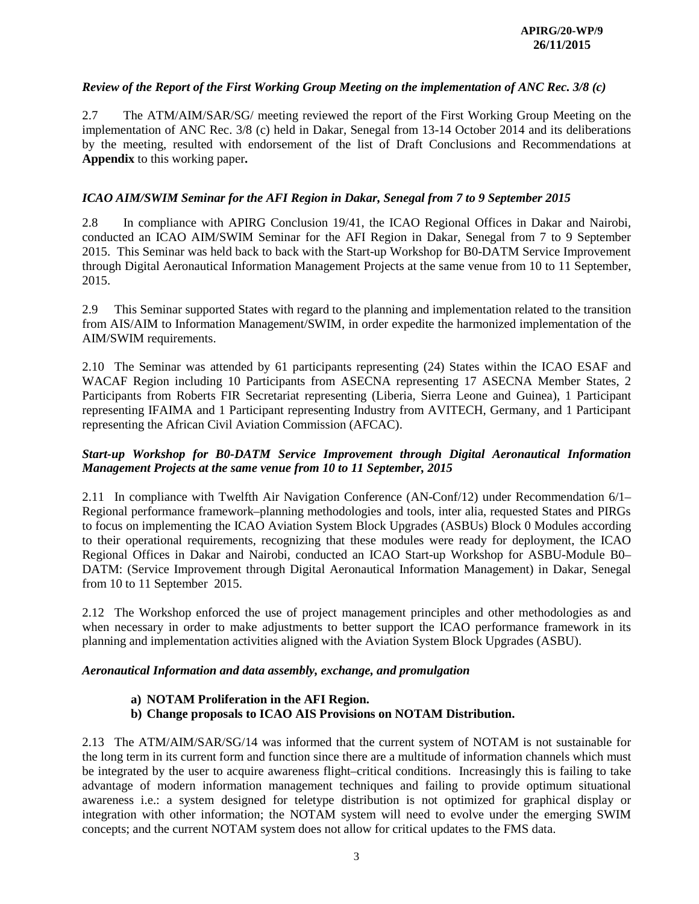*Review of the Report of the First Working Group Meeting on the implementation of ANC Rec. 3/8 (c)*

2.7 The ATM/AIM/SAR/SG/ meeting reviewed the report of the First Working Group Meeting on the implementation of ANC Rec. 3/8 (c) held in Dakar, Senegal from 13-14 October 2014 and its deliberations by the meeting, resulted with endorsement of the list of Draft Conclusions and Recommendations at **Appendix** to this working paper**.**

*ICAO AIM/SWIM Seminar for the AFI Region in Dakar, Senegal from 7 to 9 September 2015*

2.8 In compliance with APIRG Conclusion 19/41, the ICAO Regional Offices in Dakar and Nairobi, conducted an ICAO AIM/SWIM Seminar for the AFI Region in Dakar, Senegal from 7 to 9 September 2015. This Seminar was held back to back with the Start-up Workshop for B0-DATM Service Improvement through Digital Aeronautical Information Management Projects at the same venue from 10 to 11 September, 2015.

2.9 This Seminar supported States with regard to the planning and implementation related to the transition from AIS/AIM to Information Management/SWIM, in order expedite the harmonized implementation of the AIM/SWIM requirements.

2.10 The Seminar was attended by 61 participants representing (24) States within the ICAO ESAF and WACAF Region including 10 Participants from ASECNA representing 17 ASECNA Member States, 2 Participants from Roberts FIR Secretariat representing (Liberia, Sierra Leone and Guinea), 1 Participant representing IFAIMA and 1 Participant representing Industry from AVITECH, Germany, and 1 Participant representing the African Civil Aviation Commission (AFCAC).

***Start-up Workshop for B0-DATM Service Improvement through Digital Aeronautical Information Management Projects at the same venue from 10 to 11 September, 2015***

2.11 In compliance with Twelfth Air Navigation Conference (AN-Conf/12) under Recommendation 6/1– Regional performance framework–planning methodologies and tools, inter alia, requested States and PIRGs to focus on implementing the ICAO Aviation System Block Upgrades (ASBUs) Block 0 Modules according to their operational requirements, recognizing that these modules were ready for deployment, the ICAO Regional Offices in Dakar and Nairobi, conducted an ICAO Start-up Workshop for ASBU-Module B0–DATM: (Service Improvement through Digital Aeronautical Information Management) in Dakar, Senegal from 10 to 11 September 2015.

2.12 The Workshop enforced the use of project management principles and other methodologies as and when necessary in order to make adjustments to better support the ICAO performance framework in its planning and implementation activities aligned with the Aviation System Block Upgrades (ASBU).

***Aeronautical Information and data assembly, exchange, and promulgation***

**a) NOTAM Proliferation in the AFI Region.**
**b) Change proposals to ICAO AIS Provisions on NOTAM Distribution.**

2.13 The ATM/AIM/SAR/SG/14 was informed that the current system of NOTAM is not sustainable for the long term in its current form and function since there are a multitude of information channels which must be integrated by the user to acquire awareness flight–critical conditions. Increasingly this is failing to take advantage of modern information management techniques and failing to provide optimum situational awareness i.e.: a system designed for teletype distribution is not optimized for graphical display or integration with other information; the NOTAM system will need to evolve under the emerging SWIM concepts; and the current NOTAM system does not allow for critical updates to the FMS data.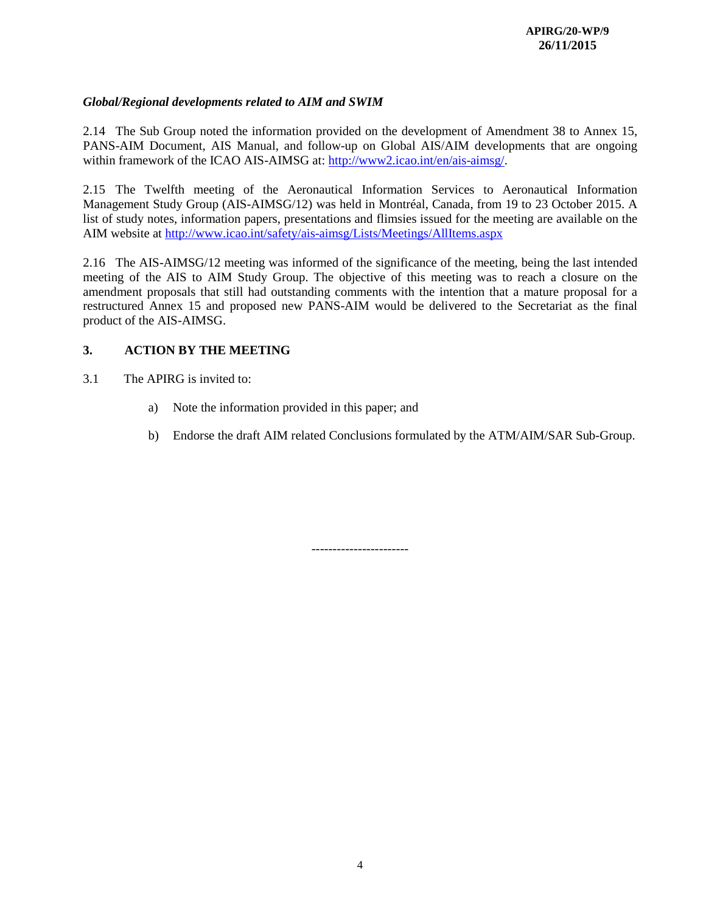*Global/Regional developments related to AIM and SWIM*

2.14 The Sub Group noted the information provided on the development of Amendment 38 to Annex 15, PANS-AIM Document, AIS Manual, and follow-up on Global AIS/AIM developments that are ongoing within framework of the ICAO AIS-AIMSG at: http://www2.icao.int/en/ais-aimsg/.

2.15 The Twelfth meeting of the Aeronautical Information Services to Aeronautical Information Management Study Group (AIS-AIMSG/12) was held in Montréal, Canada, from 19 to 23 October 2015. A list of study notes, information papers, presentations and flimsies issued for the meeting are available on the AIM website at http://www.icao.int/safety/ais-aimsg/Lists/Meetings/AllItems.aspx

2.16 The AIS-AIMSG/12 meeting was informed of the significance of the meeting, being the last intended meeting of the AIS to AIM Study Group. The objective of this meeting was to reach a closure on the amendment proposals that still had outstanding comments with the intention that a mature proposal for a restructured Annex 15 and proposed new PANS-AIM would be delivered to the Secretariat as the final product of the AIS-AIMSG.

## 3. ACTION BY THE MEETING

3.1 The APIRG is invited to:

a) Note the information provided in this paper; and

b) Endorse the draft AIM related Conclusions formulated by the ATM/AIM/SAR Sub-Group.

----------------------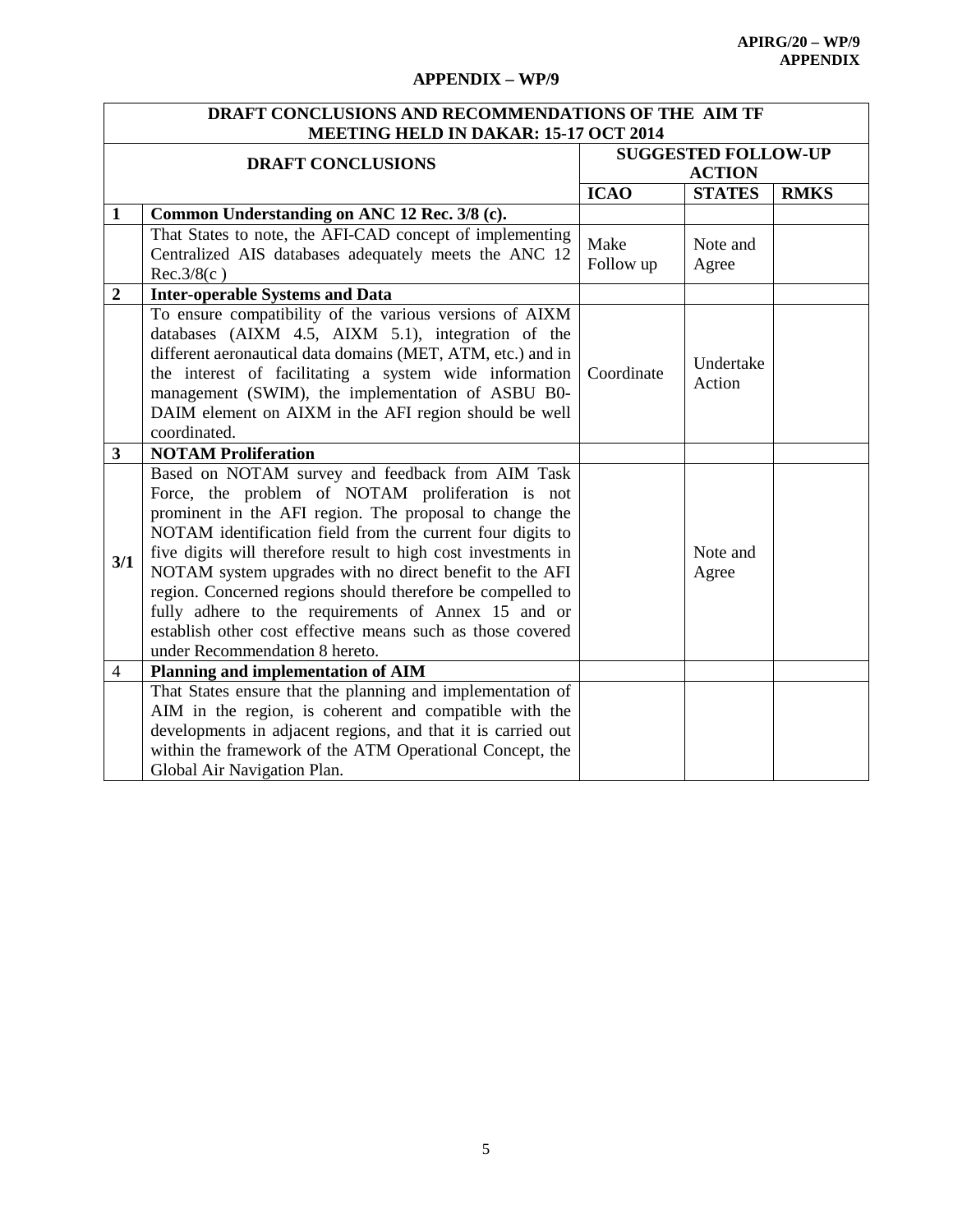## APPENDIX – WP/9

| DRAFT CONCLUSIONS AND RECOMMENDATIONS OF THE AIM TF MEETING HELD IN DAKAR: 15-17 OCT 2014 | | | | |
|---|---|---|---|---|
| **DRAFT CONCLUSIONS** | | **SUGGESTED FOLLOW-UP ACTION** | | |
| | | **ICAO** | **STATES** | **RMKS** |
| **1** | **Common Understanding on ANC 12 Rec. 3/8 (c).** | | | |
| | That States to note, the AFI-CAD concept of implementing Centralized AIS databases adequately meets the ANC 12 Rec.3/8(c ) | Make Follow up | Note and Agree | |
| **2** | **Inter-operable Systems and Data** | | | |
| | To ensure compatibility of the various versions of AIXM databases (AIXM 4.5, AIXM 5.1), integration of the different aeronautical data domains (MET, ATM, etc.) and in the interest of facilitating a system wide information management (SWIM), the implementation of ASBU B0-DAIM element on AIXM in the AFI region should be well coordinated. | Coordinate | Undertake Action | |
| **3** | **NOTAM Proliferation** | | | |
| **3/1** | Based on NOTAM survey and feedback from AIM Task Force, the problem of NOTAM proliferation is not prominent in the AFI region. The proposal to change the NOTAM identification field from the current four digits to five digits will therefore result to high cost investments in NOTAM system upgrades with no direct benefit to the AFI region. Concerned regions should therefore be compelled to fully adhere to the requirements of Annex 15 and or establish other cost effective means such as those covered under Recommendation 8 hereto. | | Note and Agree | |
| 4 | **Planning and implementation of AIM** | | | |
| | That States ensure that the planning and implementation of AIM in the region, is coherent and compatible with the developments in adjacent regions, and that it is carried out within the framework of the ATM Operational Concept, the Global Air Navigation Plan. | | | |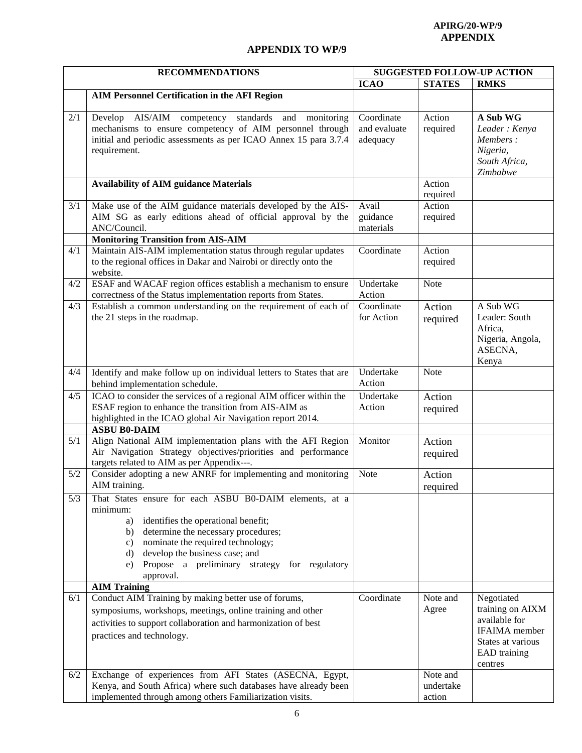APIRG/20-WP/9
**APPENDIX**

## APPENDIX TO WP/9

| | RECOMMENDATIONS | SUGGESTED FOLLOW-UP ACTION | | |
|---|---|---|---|---|
| | | **ICAO** | **STATES** | **RMKS** |
| | **AIM Personnel Certification in the AFI Region** | | | |
| 2/1 | Develop AIS/AIM competency standards and monitoring mechanisms to ensure competency of AIM personnel through initial and periodic assessments as per ICAO Annex 15 para 3.7.4 requirement. | Coordinate and evaluate adequacy | Action required | **A Sub WG** *Leader : Kenya* *Members : Nigeria, South Africa, Zimbabwe* |
| | **Availability of AIM guidance Materials** | | Action required | |
| 3/1 | Make use of the AIM guidance materials developed by the AIS-AIM SG as early editions ahead of official approval by the ANC/Council. | Avail guidance materials | Action required | |
| | **Monitoring Transition from AIS-AIM** | | | |
| 4/1 | Maintain AIS-AIM implementation status through regular updates to the regional offices in Dakar and Nairobi or directly onto the website. | Coordinate | Action required | |
| 4/2 | ESAF and WACAF region offices establish a mechanism to ensure correctness of the Status implementation reports from States. | Undertake Action | Note | |
| 4/3 | Establish a common understanding on the requirement of each of the 21 steps in the roadmap. | Coordinate for Action | Action required | A Sub WG Leader: South Africa, Nigeria, Angola, ASECNA, Kenya |
| 4/4 | Identify and make follow up on individual letters to States that are behind implementation schedule. | Undertake Action | Note | |
| 4/5 | ICAO to consider the services of a regional AIM officer within the ESAF region to enhance the transition from AIS-AIM as highlighted in the ICAO global Air Navigation report 2014. | Undertake Action | Action required | |
| | **ASBU B0-DAIM** | | | |
| 5/1 | Align National AIM implementation plans with the AFI Region Air Navigation Strategy objectives/priorities and performance targets related to AIM as per Appendix---. | Monitor | Action required | |
| 5/2 | Consider adopting a new ANRF for implementing and monitoring AIM training. | Note | Action required | |
| 5/3 | That States ensure for each ASBU B0-DAIM elements, at a minimum:<br>a) identifies the operational benefit;<br>b) determine the necessary procedures;<br>c) nominate the required technology;<br>d) develop the business case; and<br>e) Propose a preliminary strategy for regulatory approval. | | | |
| | **AIM Training** | | | |
| 6/1 | Conduct AIM Training by making better use of forums, symposiums, workshops, meetings, online training and other activities to support collaboration and harmonization of best practices and technology. | Coordinate | Note and Agree | Negotiated training on AIXM available for IFAIMA member States at various EAD training centres |
| 6/2 | Exchange of experiences from AFI States (ASECNA, Egypt, Kenya, and South Africa) where such databases have already been implemented through among others Familiarization visits. | | Note and undertake action | |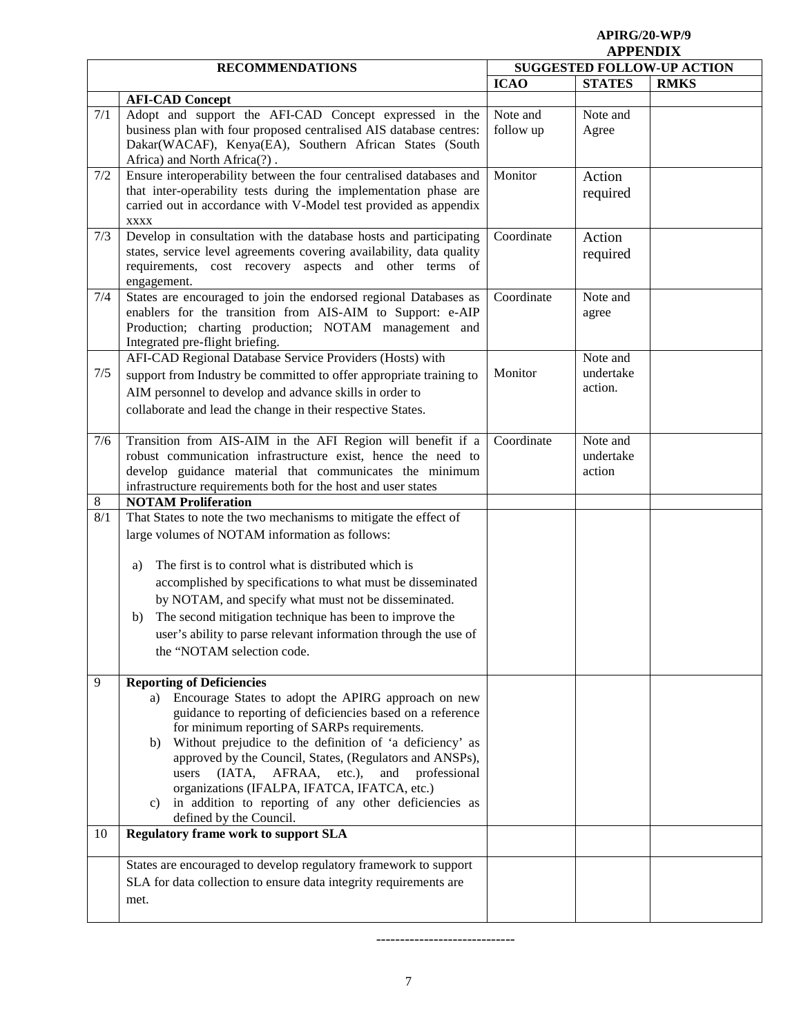**APIRG/20-WP/9**
**APPENDIX**

| | RECOMMENDATIONS | SUGGESTED FOLLOW-UP ACTION | | |
|---|---|---|---|---|
| | | **ICAO** | **STATES** | **RMKS** |
| | **AFI-CAD Concept** | | | |
| 7/1 | Adopt and support the AFI-CAD Concept expressed in the business plan with four proposed centralised AIS database centres: Dakar(WACAF), Kenya(EA), Southern African States (South Africa) and North Africa(?) . | Note and follow up | Note and Agree | |
| 7/2 | Ensure interoperability between the four centralised databases and that inter-operability tests during the implementation phase are carried out in accordance with V-Model test provided as appendix xxxx | Monitor | Action required | |
| 7/3 | Develop in consultation with the database hosts and participating states, service level agreements covering availability, data quality requirements, cost recovery aspects and other terms of engagement. | Coordinate | Action required | |
| 7/4 | States are encouraged to join the endorsed regional Databases as enablers for the transition from AIS-AIM to Support: e-AIP Production; charting production; NOTAM management and Integrated pre-flight briefing. | Coordinate | Note and agree | |
| 7/5 | AFI-CAD Regional Database Service Providers (Hosts) with support from Industry be committed to offer appropriate training to AIM personnel to develop and advance skills in order to collaborate and lead the change in their respective States. | Monitor | Note and undertake action. | |
| 7/6 | Transition from AIS-AIM in the AFI Region will benefit if a robust communication infrastructure exist, hence the need to develop guidance material that communicates the minimum infrastructure requirements both for the host and user states | Coordinate | Note and undertake action | |
| 8 | **NOTAM Proliferation** | | | |
| 8/1 | That States to note the two mechanisms to mitigate the effect of large volumes of NOTAM information as follows:<br><br>a) The first is to control what is distributed which is accomplished by specifications to what must be disseminated by NOTAM, and specify what must not be disseminated.<br>b) The second mitigation technique has been to improve the user's ability to parse relevant information through the use of the "NOTAM selection code. | | | |
| 9 | **Reporting of Deficiencies**<br>a) Encourage States to adopt the APIRG approach on new guidance to reporting of deficiencies based on a reference for minimum reporting of SARPs requirements.<br>b) Without prejudice to the definition of 'a deficiency' as approved by the Council, States, (Regulators and ANSPs), users (IATA, AFRAA, etc.), and professional organizations (IFALPA, IFATCA, IFATCA, etc.)<br>c) in addition to reporting of any other deficiencies as defined by the Council. | | | |
| 10 | **Regulatory frame work to support SLA** | | | |
| | States are encouraged to develop regulatory framework to support SLA for data collection to ensure data integrity requirements are met. | | | |

-----------------------------